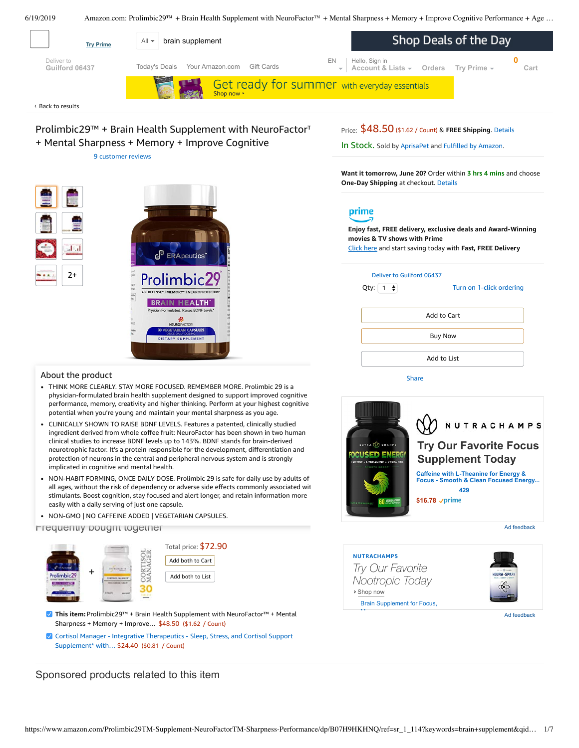Try Prime | All | brain supplement | Shop Deals of the Day

Deliver to Guilford 06437 | Today's Deals | Your Amazon.com | Gift Cards | EN | Hello, Sign in Account & Lists | Orders | Try Prime | 0 Cart

Get ready for summer with everyday essentials
Shop now ›

‹ Back to results

# Prolimbic29™ + Brain Health Supplement with NeuroFactor™ + Mental Sharpness + Memory + Improve Cognitive

9 customer reviews

Price: $48.50 ($1.62 / Count) & **FREE Shipping**. Details

In Stock. Sold by AprisaPet and Fulfilled by Amazon.

**Want it tomorrow, June 20?** Order within **3 hrs 4 mins** and choose **One-Day Shipping** at checkout. Details

prime

**Enjoy fast, FREE delivery, exclusive deals and Award-Winning movies & TV shows with Prime**
Click here and start saving today with **Fast, FREE Delivery**

Deliver to Guilford 06437

Qty: 1 | Turn on 1-click ordering

Add to Cart

Buy Now

Add to List

Share

NUTRACHAMPS
**Try Our Favorite Focus Supplement Today**
Caffeine with L-Theanine for Energy & Focus - Smooth & Clean Focused Energy...
429
$16.78 prime

Ad feedback

NUTRACHAMPS
*Try Our Favorite Nootropic Today*
› Shop now
Brain Supplement for Focus, M...

Ad feedback

## About the product

- THINK MORE CLEARLY. STAY MORE FOCUSED. REMEMBER MORE. Prolimbic 29 is a physician-formulated brain health supplement designed to support improved cognitive performance, memory, creativity and higher thinking. Perform at your highest cognitive potential when you're young and maintain your mental sharpness as you age.
- CLINICALLY SHOWN TO RAISE BDNF LEVELS. Features a patented, clinically studied ingredient derived from whole coffee fruit: NeuroFactor has been shown in two human clinical studies to increase BDNF levels up to 143%. BDNF stands for brain-derived neurotrophic factor. It's a protein responsible for the development, differentiation and protection of neurons in the central and peripheral nervous system and is strongly implicated in cognitive and mental health.
- NON-HABIT FORMING, ONCE DAILY DOSE. Prolimbic 29 is safe for daily use by adults of all ages, without the risk of dependency or adverse side effects commonly associated wit stimulants. Boost cognition, stay focused and alert longer, and retain information more easily with a daily serving of just one capsule.
- NON-GMO | NO CAFFEINE ADDED | VEGETARIAN CAPSULES.

## Frequently bought together

Total price: $72.90

Add both to Cart

Add both to List

- ☑ **This item:** Prolimbic29™ + Brain Health Supplement with NeuroFactor™ + Mental Sharpness + Memory + Improve… $48.50 ($1.62 / Count)
- ☑ Cortisol Manager - Integrative Therapeutics - Sleep, Stress, and Cortisol Support Supplement* with… $24.40 ($0.81 / Count)

## Sponsored products related to this item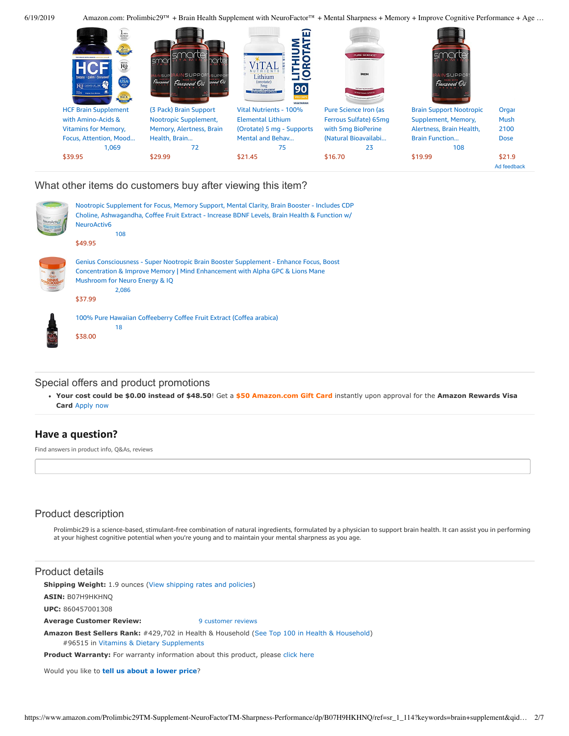HCF Brain Supplement with Amino-Acids & Vitamins for Memory, Focus, Attention, Mood...
1,069
$39.95

(3 Pack) Brain Support Nootropic Supplement, Memory, Alertness, Brain Health, Brain...
72
$29.99

Vital Nutrients - 100% Elemental Lithium (Orotate) 5 mg - Supports Mental and Behav...
75
$21.45

Pure Science Iron (as Ferrous Sulfate) 65mg with 5mg BioPerine (Natural Bioavailabi...
23
$16.70

Brain Support Nootropic Supplement, Memory, Alertness, Brain Health, Brain Function...
108
$19.99

Orgar Mush 2100 Dose
$21.9

Ad feedback

## What other items do customers buy after viewing this item?

Nootropic Supplement for Focus, Memory Support, Mental Clarity, Brain Booster - Includes CDP Choline, Ashwagandha, Coffee Fruit Extract - Increase BDNF Levels, Brain Health & Function w/ NeuroActiv6
108
$49.95

Genius Consciousness - Super Nootropic Brain Booster Supplement - Enhance Focus, Boost Concentration & Improve Memory | Mind Enhancement with Alpha GPC & Lions Mane Mushroom for Neuro Energy & IQ
2,086
$37.99

100% Pure Hawaiian Coffeeberry Coffee Fruit Extract (Coffea arabica)
18
$38.00

## Special offers and product promotions

- **Your cost could be $0.00 instead of $48.50**! Get a **$50 Amazon.com Gift Card** instantly upon approval for the **Amazon Rewards Visa Card** Apply now

## Have a question?

Find answers in product info, Q&As, reviews

## Product description

Prolimbic29 is a science-based, stimulant-free combination of natural ingredients, formulated by a physician to support brain health. It can assist you in performing at your highest cognitive potential when you're young and to maintain your mental sharpness as you age.

## Product details

**Shipping Weight:** 1.9 ounces (View shipping rates and policies)

**ASIN:** B07H9HKHNQ

**UPC:** 860457001308

**Average Customer Review:** 9 customer reviews

**Amazon Best Sellers Rank:** #429,702 in Health & Household (See Top 100 in Health & Household)
#96515 in Vitamins & Dietary Supplements

**Product Warranty:** For warranty information about this product, please click here

Would you like to **tell us about a lower price**?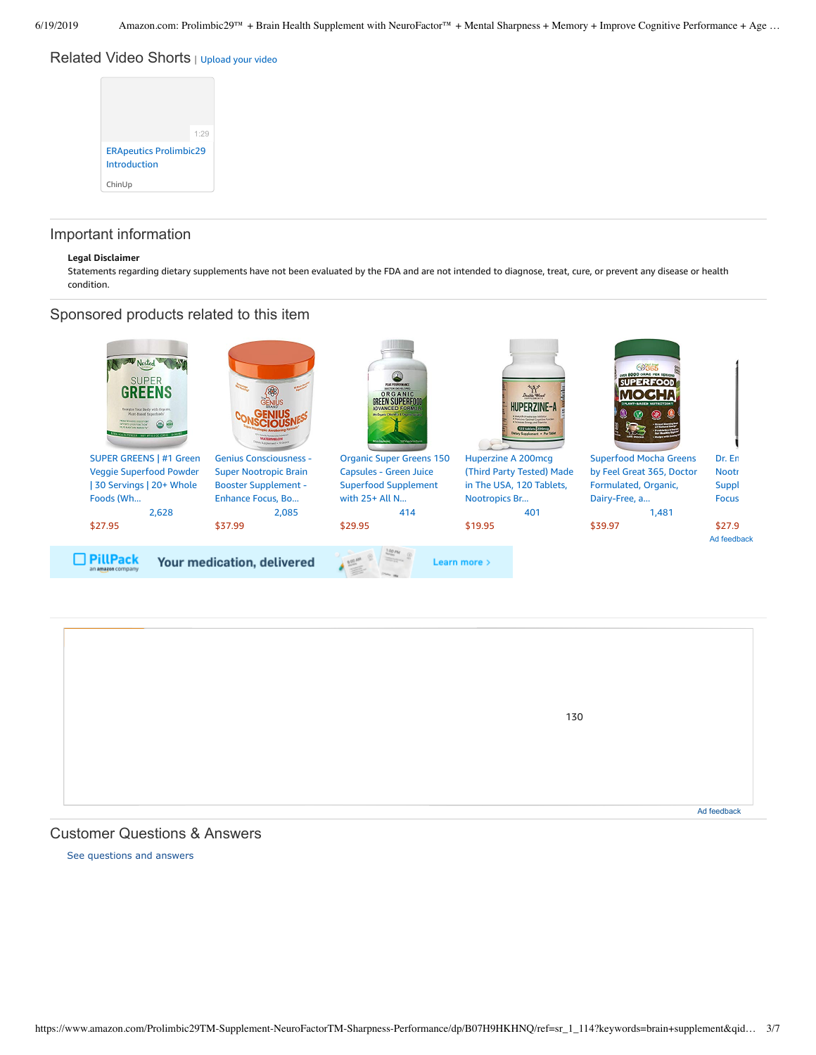## Related Video Shorts | Upload your video

1:29

ERApeutics Prolimbic29 Introduction

ChinUp

## Important information

**Legal Disclaimer**

Statements regarding dietary supplements have not been evaluated by the FDA and are not intended to diagnose, treat, cure, or prevent any disease or health condition.

## Sponsored products related to this item

SUPER GREENS | #1 Green Veggie Superfood Powder | 30 Servings | 20+ Whole Foods (Wh...
2,628
$27.95

Genius Consciousness - Super Nootropic Brain Booster Supplement - Enhance Focus, Bo...
2,085
$37.99

Organic Super Greens 150 Capsules - Green Juice Superfood Supplement with 25+ All N...
414
$29.95

Huperzine A 200mcg (Third Party Tested) Made in The USA, 120 Tablets, Nootropics Br...
401
$19.95

Superfood Mocha Greens by Feel Great 365, Doctor Formulated, Organic, Dairy-Free, a...
1,481
$39.97

Dr. En Nootr Suppl Focus
$27.9

Ad feedback

PillPack an amazon company Your medication, delivered Learn more ›

130

Ad feedback

## Customer Questions & Answers

See questions and answers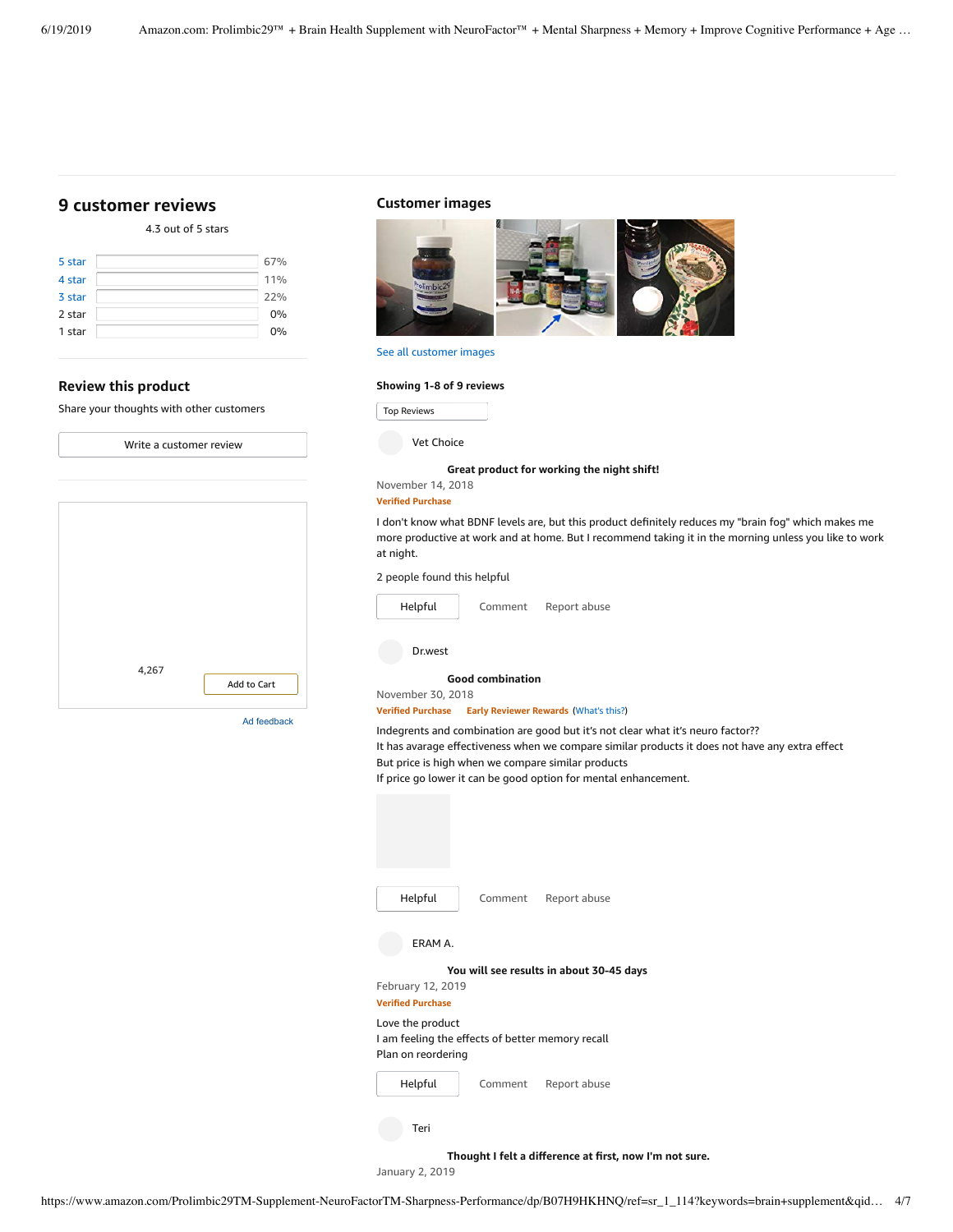## 9 customer reviews

4.3 out of 5 stars

| Rating | Percentage |
|---|---|
| 5 star | 67% |
| 4 star | 11% |
| 3 star | 22% |
| 2 star | 0% |
| 1 star | 0% |

### Review this product

Share your thoughts with other customers

Write a customer review

4,267

Add to Cart

Ad feedback

## Customer images

See all customer images

**Showing 1-8 of 9 reviews**

Top Reviews

Vet Choice

**Great product for working the night shift!**

November 14, 2018

**Verified Purchase**

I don't know what BDNF levels are, but this product definitely reduces my "brain fog" which makes me more productive at work and at home. But I recommend taking it in the morning unless you like to work at night.

2 people found this helpful

Helpful | Comment | Report abuse

Dr.west

**Good combination**

November 30, 2018

**Verified Purchase** **Early Reviewer Rewards** (What's this?)

Indegrents and combination are good but it's not clear what it's neuro factor??
It has avarage effectiveness when we compare similar products it does not have any extra effect
But price is high when we compare similar products
If price go lower it can be good option for mental enhancement.

Helpful | Comment | Report abuse

ERAM A.

**You will see results in about 30-45 days**

February 12, 2019

**Verified Purchase**

Love the product
I am feeling the effects of better memory recall
Plan on reordering

Helpful | Comment | Report abuse

Teri

**Thought I felt a difference at first, now I'm not sure.**

January 2, 2019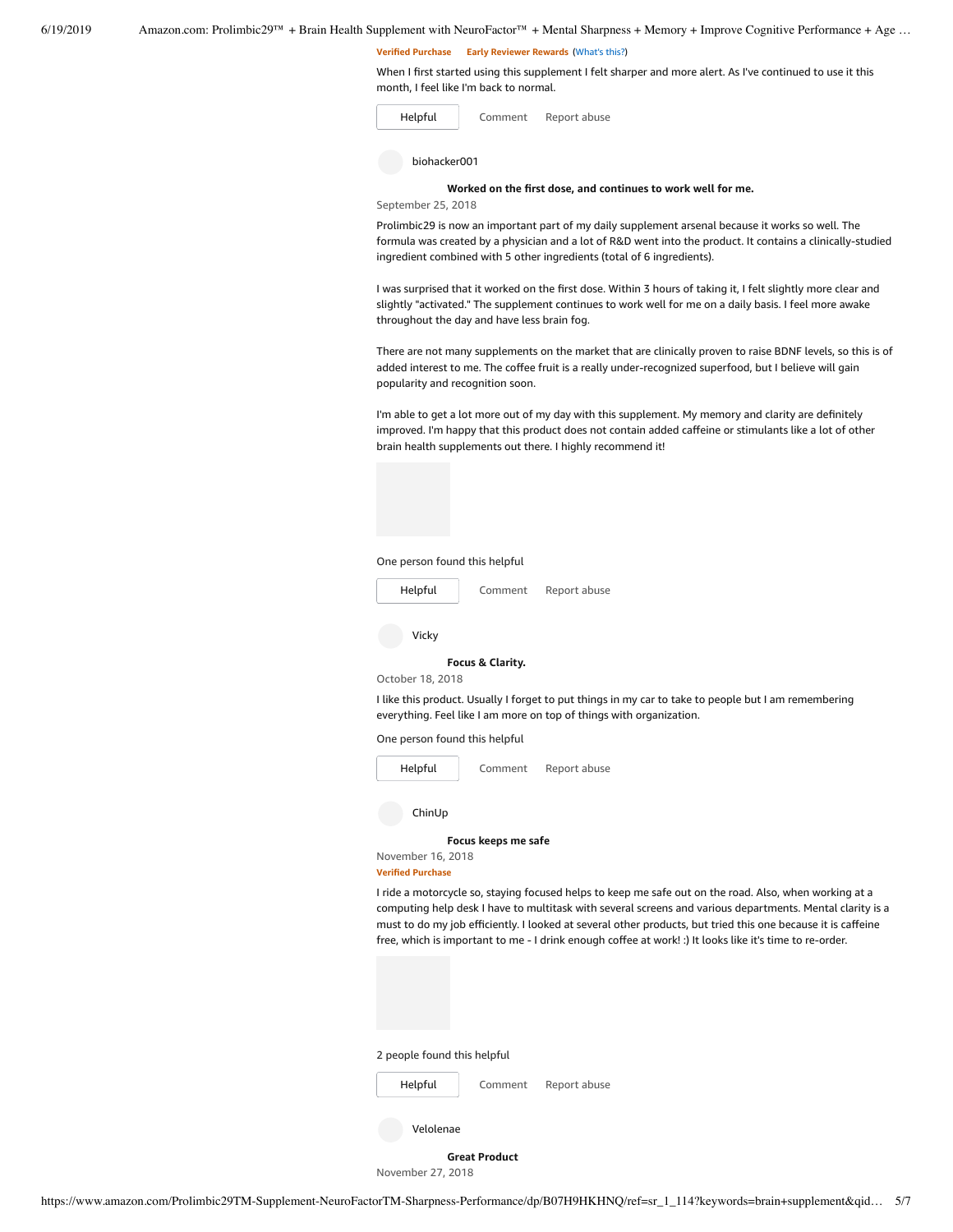Verified Purchase Early Reviewer Rewards (What's this?)

When I first started using this supplement I felt sharper and more alert. As I've continued to use it this month, I feel like I'm back to normal.

Helpful Comment Report abuse

biohacker001

**Worked on the first dose, and continues to work well for me.**

September 25, 2018

Prolimbic29 is now an important part of my daily supplement arsenal because it works so well. The formula was created by a physician and a lot of R&D went into the product. It contains a clinically-studied ingredient combined with 5 other ingredients (total of 6 ingredients).

I was surprised that it worked on the first dose. Within 3 hours of taking it, I felt slightly more clear and slightly "activated." The supplement continues to work well for me on a daily basis. I feel more awake throughout the day and have less brain fog.

There are not many supplements on the market that are clinically proven to raise BDNF levels, so this is of added interest to me. The coffee fruit is a really under-recognized superfood, but I believe will gain popularity and recognition soon.

I'm able to get a lot more out of my day with this supplement. My memory and clarity are definitely improved. I'm happy that this product does not contain added caffeine or stimulants like a lot of other brain health supplements out there. I highly recommend it!

One person found this helpful

Helpful Comment Report abuse

Vicky

**Focus & Clarity.**

October 18, 2018

I like this product. Usually I forget to put things in my car to take to people but I am remembering everything. Feel like I am more on top of things with organization.

One person found this helpful

Helpful Comment Report abuse

ChinUp

**Focus keeps me safe**

November 16, 2018

Verified Purchase

I ride a motorcycle so, staying focused helps to keep me safe out on the road. Also, when working at a computing help desk I have to multitask with several screens and various departments. Mental clarity is a must to do my job efficiently. I looked at several other products, but tried this one because it is caffeine free, which is important to me - I drink enough coffee at work! :) It looks like it's time to re-order.

2 people found this helpful

Helpful Comment Report abuse

Velolenae

**Great Product**

November 27, 2018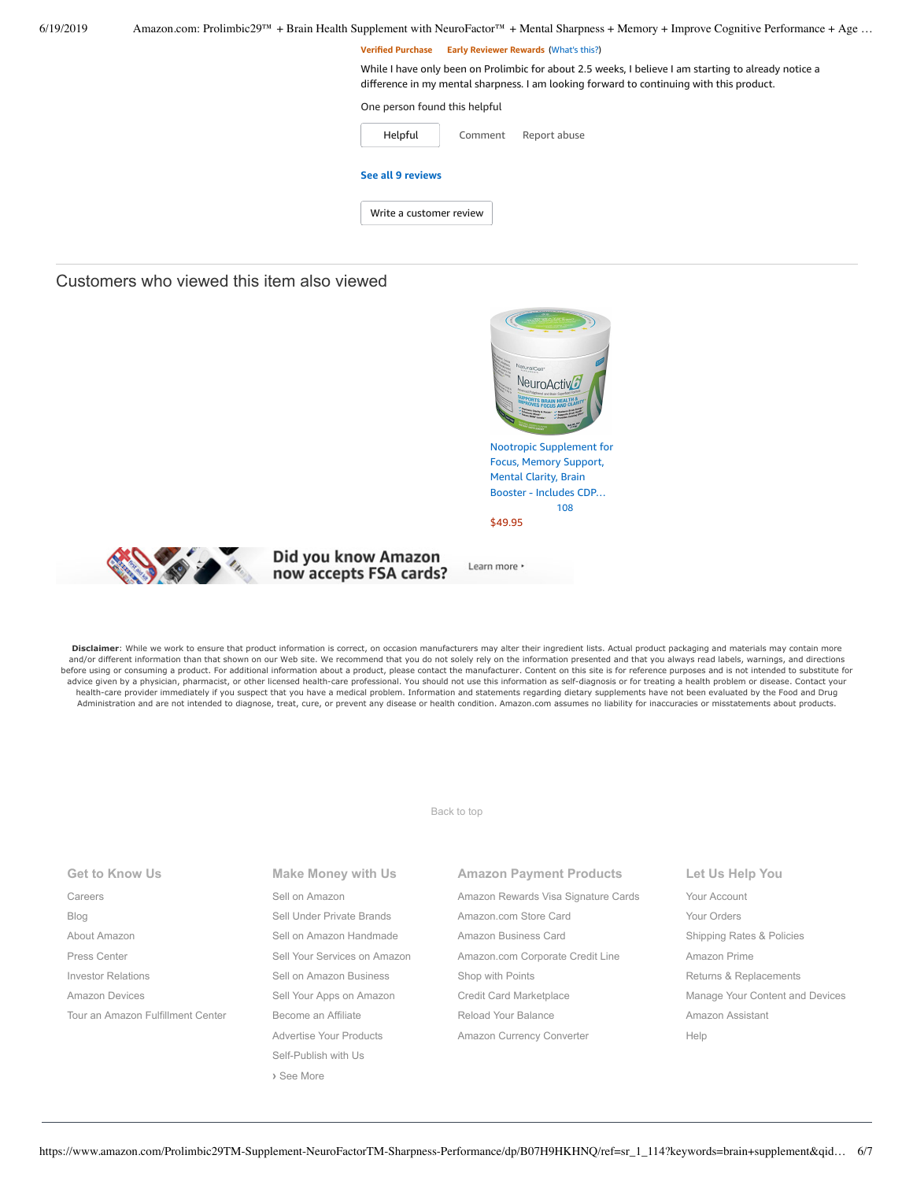**Verified Purchase** **Early Reviewer Rewards** (What's this?)

While I have only been on Prolimbic for about 2.5 weeks, I believe I am starting to already notice a difference in my mental sharpness. I am looking forward to continuing with this product.

One person found this helpful

Helpful    Comment    Report abuse

**See all 9 reviews**

Write a customer review

## Customers who viewed this item also viewed

Nootropic Supplement for Focus, Memory Support, Mental Clarity, Brain Booster - Includes CDP…

108

$49.95

**Did you know Amazon now accepts FSA cards?** Learn more ›

**Disclaimer**: While we work to ensure that product information is correct, on occasion manufacturers may alter their ingredient lists. Actual product packaging and materials may contain more and/or different information than that shown on our Web site. We recommend that you do not solely rely on the information presented and that you always read labels, warnings, and directions before using or consuming a product. For additional information about a product, please contact the manufacturer. Content on this site is for reference purposes and is not intended to substitute for advice given by a physician, pharmacist, or other licensed health-care professional. You should not use this information as self-diagnosis or for treating a health problem or disease. Contact your health-care provider immediately if you suspect that you have a medical problem. Information and statements regarding dietary supplements have not been evaluated by the Food and Drug Administration and are not intended to diagnose, treat, cure, or prevent any disease or health condition. Amazon.com assumes no liability for inaccuracies or misstatements about products.

Back to top

### Get to Know Us

- Careers
- Blog
- About Amazon
- Press Center
- Investor Relations
- Amazon Devices
- Tour an Amazon Fulfillment Center

### Make Money with Us

- Sell on Amazon
- Sell Under Private Brands
- Sell on Amazon Handmade
- Sell Your Services on Amazon
- Sell on Amazon Business
- Sell Your Apps on Amazon
- Become an Affiliate
- Advertise Your Products
- Self-Publish with Us
- › See More

### Amazon Payment Products

- Amazon Rewards Visa Signature Cards
- Amazon.com Store Card
- Amazon Business Card
- Amazon.com Corporate Credit Line
- Shop with Points
- Credit Card Marketplace
- Reload Your Balance
- Amazon Currency Converter

### Let Us Help You

- Your Account
- Your Orders
- Shipping Rates & Policies
- Amazon Prime
- Returns & Replacements
- Manage Your Content and Devices
- Amazon Assistant
- Help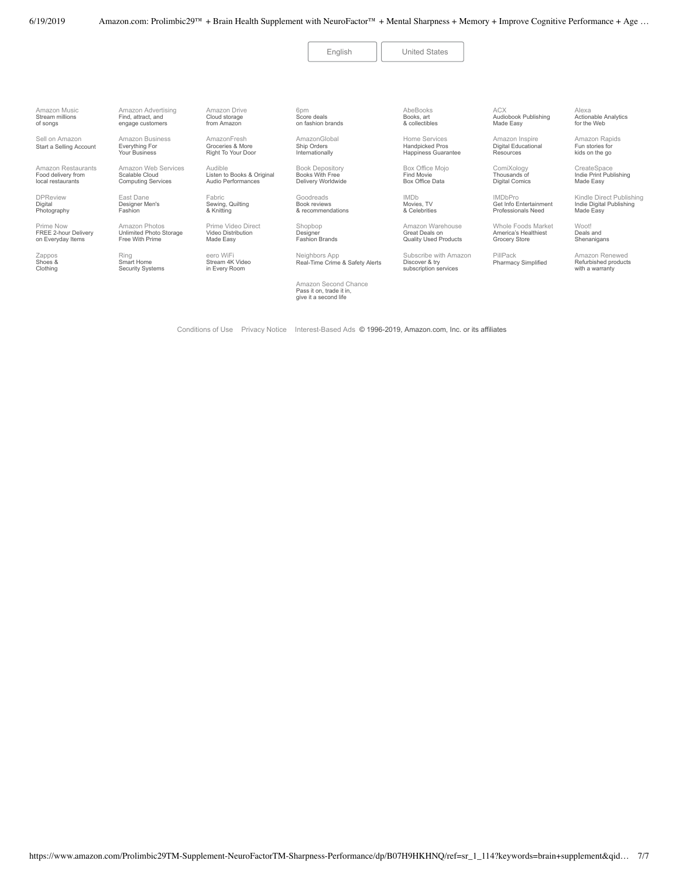English United States

| | | | | | | |
|---|---|---|---|---|---|---|
| Amazon Music<br>Stream millions of songs | Amazon Advertising<br>Find, attract, and engage customers | Amazon Drive<br>Cloud storage from Amazon | 6pm<br>Score deals on fashion brands | AbeBooks<br>Books, art & collectibles | ACX<br>Audiobook Publishing Made Easy | Alexa<br>Actionable Analytics for the Web |
| Sell on Amazon<br>Start a Selling Account | Amazon Business<br>Everything For Your Business | AmazonFresh<br>Groceries & More Right To Your Door | AmazonGlobal<br>Ship Orders Internationally | Home Services<br>Handpicked Pros Happiness Guarantee | Amazon Inspire<br>Digital Educational Resources | Amazon Rapids<br>Fun stories for kids on the go |
| Amazon Restaurants<br>Food delivery from local restaurants | Amazon Web Services<br>Scalable Cloud Computing Services | Audible<br>Listen to Books & Original Audio Performances | Book Depository<br>Books With Free Delivery Worldwide | Box Office Mojo<br>Find Movie Box Office Data | ComiXology<br>Thousands of Digital Comics | CreateSpace<br>Indie Print Publishing Made Easy |
| DPReview<br>Digital Photography | East Dane<br>Designer Men's Fashion | Fabric<br>Sewing, Quilting & Knitting | Goodreads<br>Book reviews & recommendations | IMDb<br>Movies, TV & Celebrities | IMDbPro<br>Get Info Entertainment Professionals Need | Kindle Direct Publishing<br>Indie Digital Publishing Made Easy |
| Prime Now<br>FREE 2-hour Delivery on Everyday Items | Amazon Photos<br>Unlimited Photo Storage Free With Prime | Prime Video Direct<br>Video Distribution Made Easy | Shopbop<br>Designer Fashion Brands | Amazon Warehouse<br>Great Deals on Quality Used Products | Whole Foods Market<br>America's Healthiest Grocery Store | Woot!<br>Deals and Shenanigans |
| Zappos<br>Shoes & Clothing | Ring<br>Smart Home Security Systems | eero WiFi<br>Stream 4K Video in Every Room | Neighbors App<br>Real-Time Crime & Safety Alerts | Subscribe with Amazon<br>Discover & try subscription services | PillPack<br>Pharmacy Simplified | Amazon Renewed<br>Refurbished products with a warranty |
| | | | Amazon Second Chance<br>Pass it on, trade it in, give it a second life | | | |

Conditions of Use Privacy Notice Interest-Based Ads © 1996-2019, Amazon.com, Inc. or its affiliates